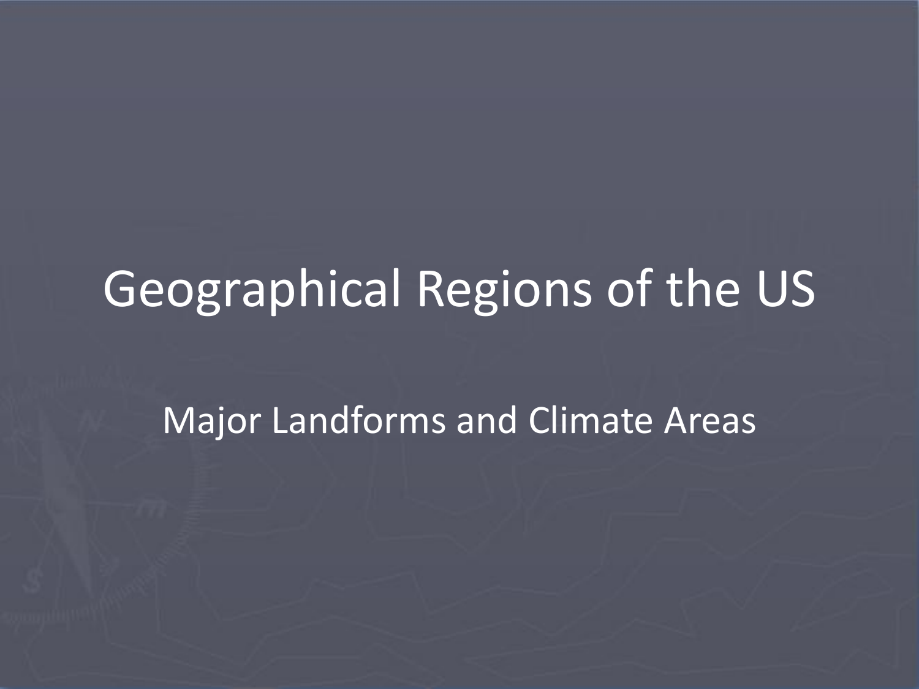# Geographical Regions of the US

Major Landforms and Climate Areas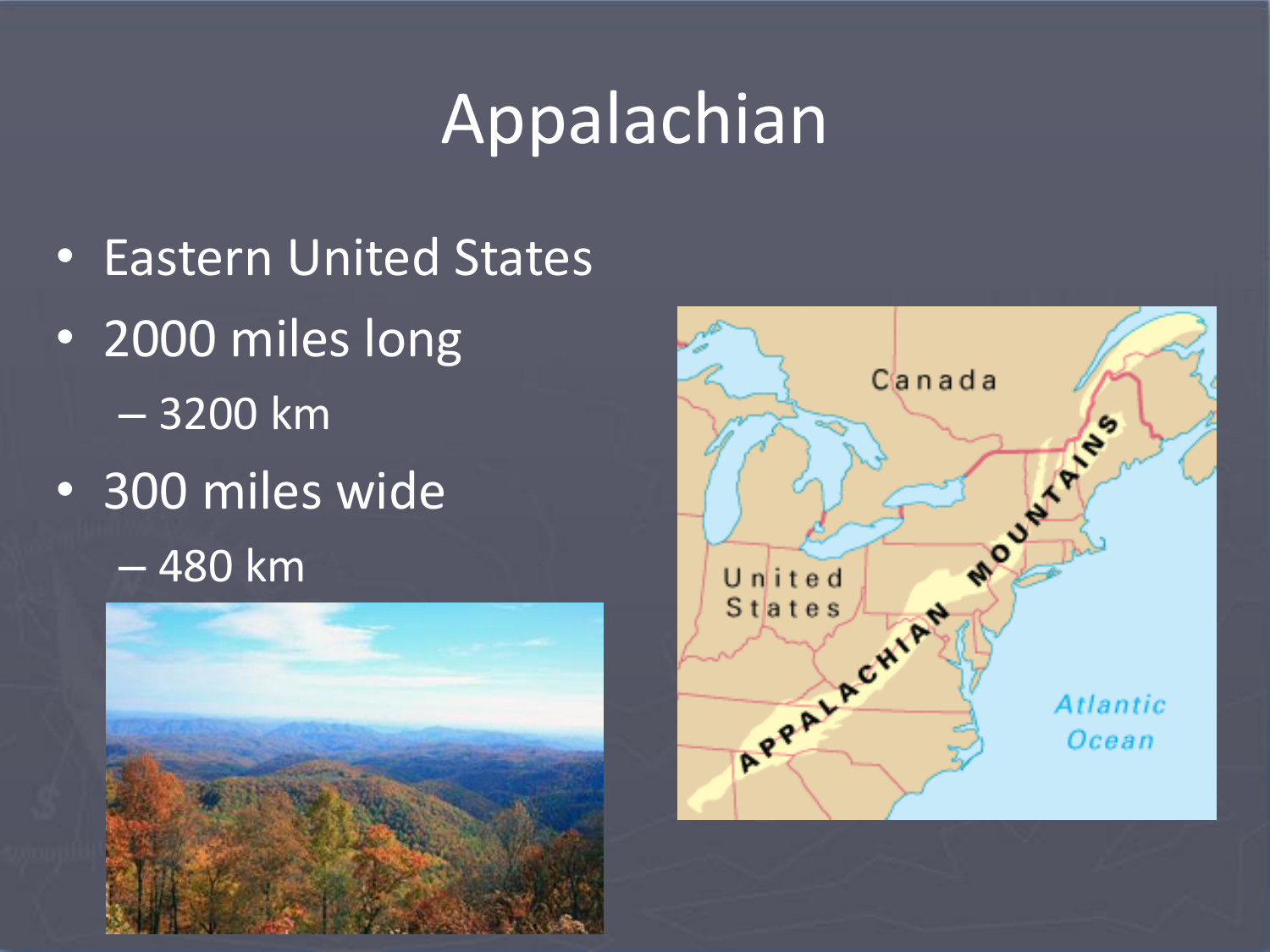# Appalachian

- Eastern United States
- 2000 miles long
  - 3200 km
- 300 miles wide
  - 480 km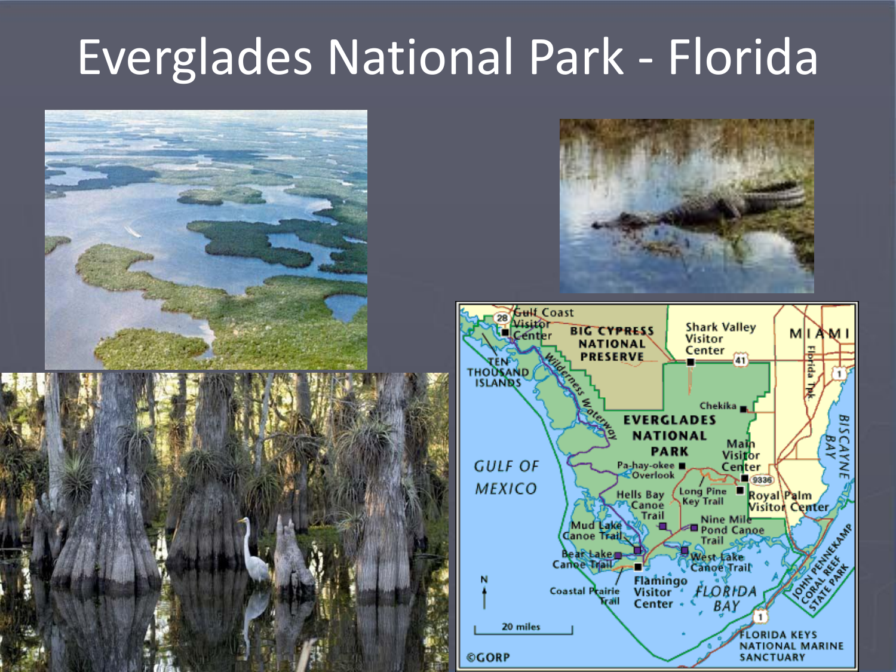# Everglades National Park - Florida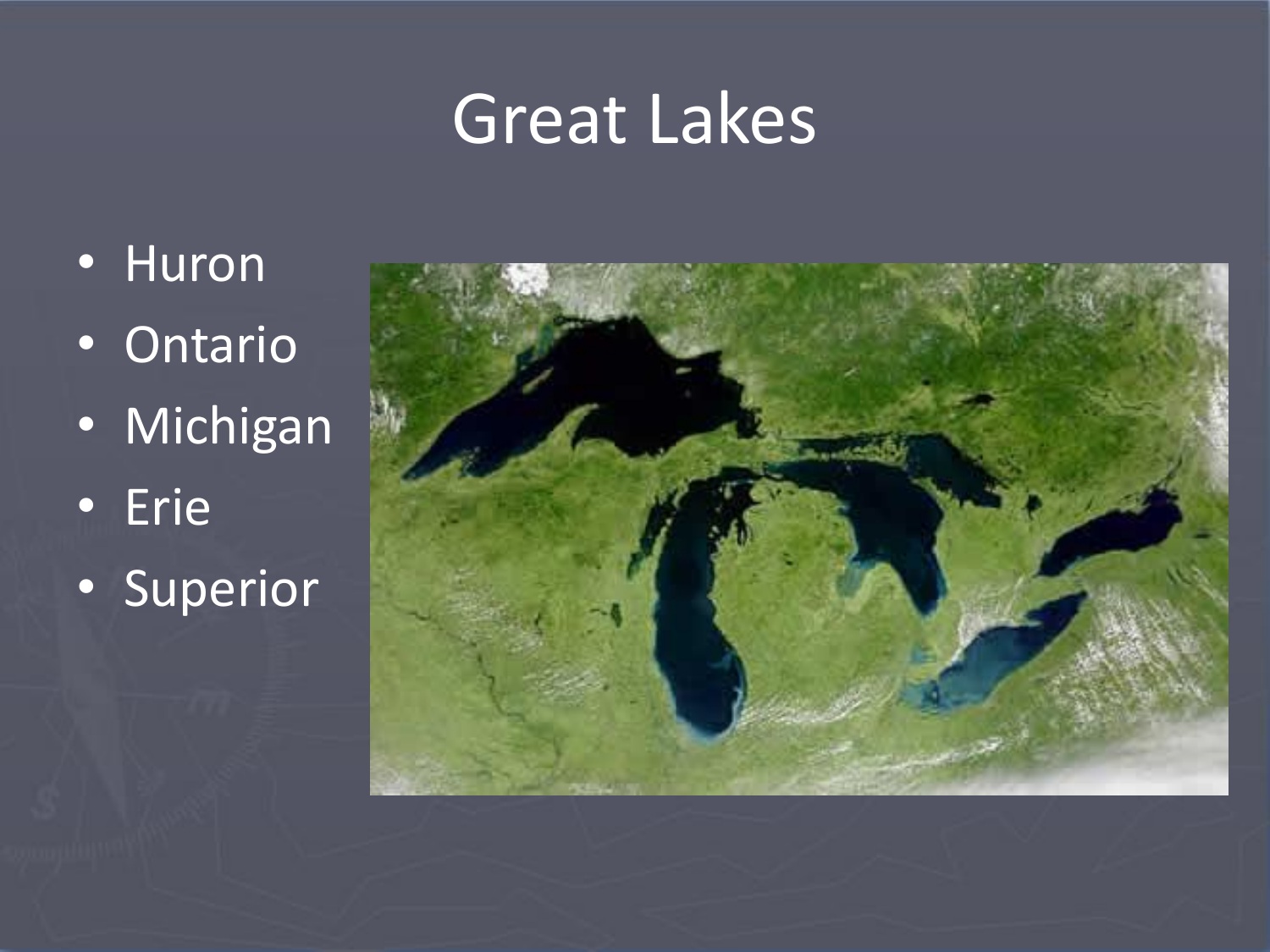# Great Lakes

- Huron
- Ontario
- Michigan
- Erie
- Superior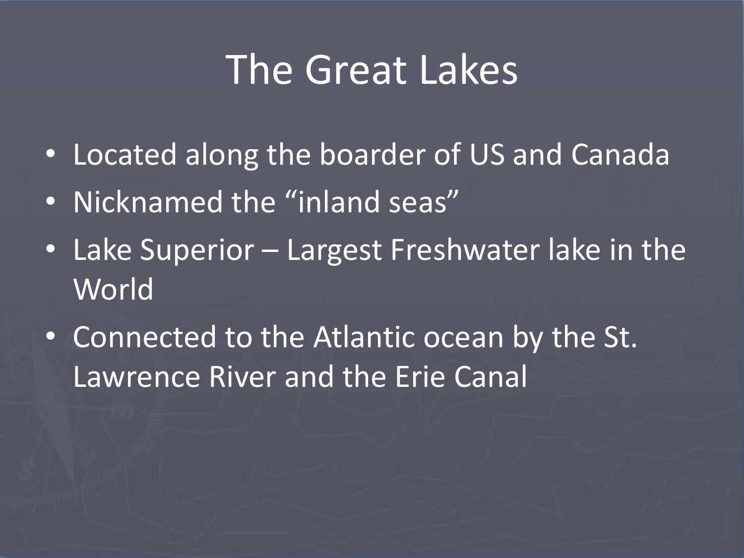# The Great Lakes

- Located along the boarder of US and Canada
- Nicknamed the "inland seas"
- Lake Superior – Largest Freshwater lake in the World
- Connected to the Atlantic ocean by the St. Lawrence River and the Erie Canal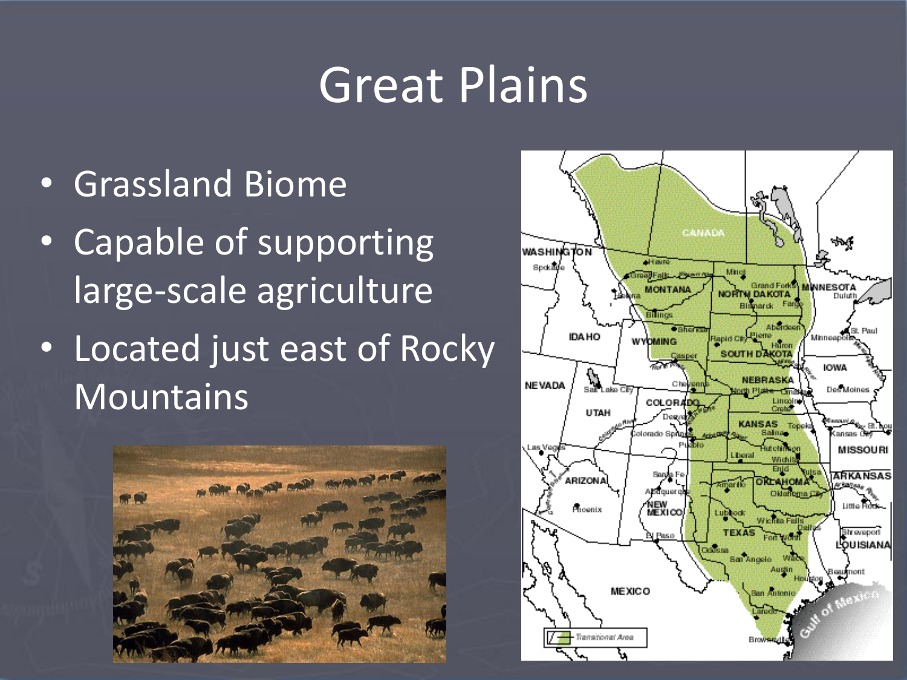# Great Plains

- Grassland Biome
- Capable of supporting large-scale agriculture
- Located just east of Rocky Mountains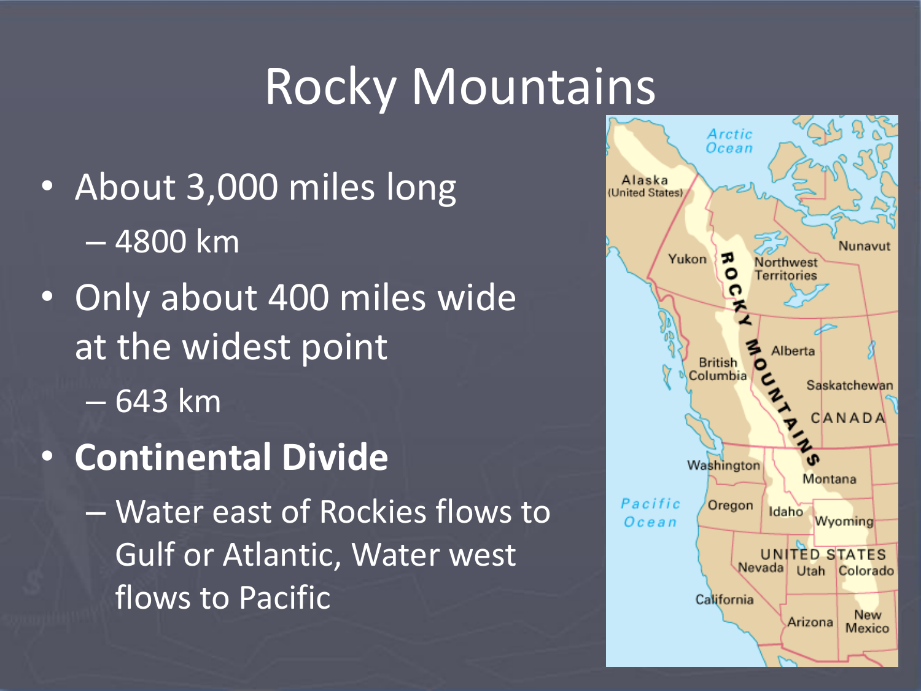# Rocky Mountains

- About 3,000 miles long
  - 4800 km
- Only about 400 miles wide at the widest point
  - 643 km
- **Continental Divide**
  - Water east of Rockies flows to Gulf or Atlantic, Water west flows to Pacific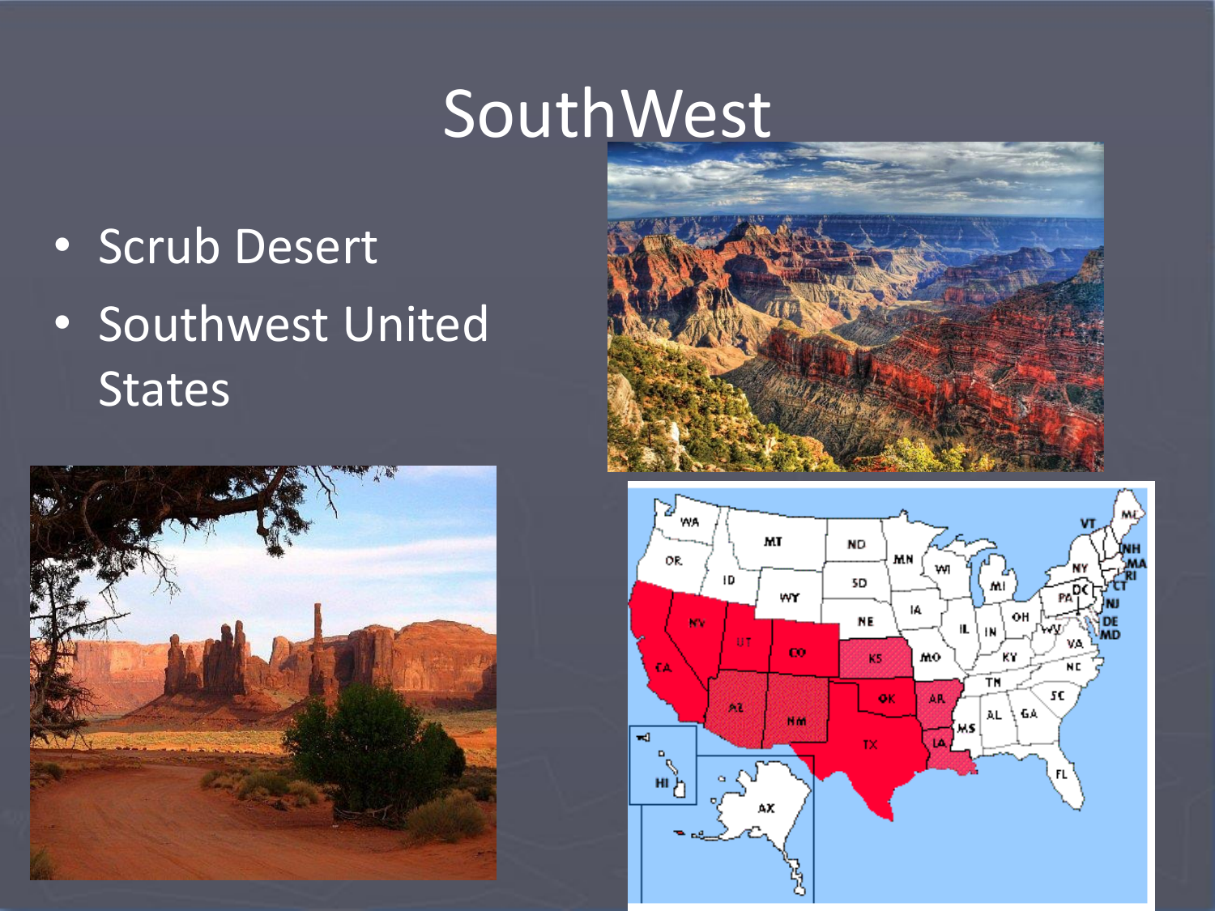# SouthWest

- Scrub Desert
- Southwest United States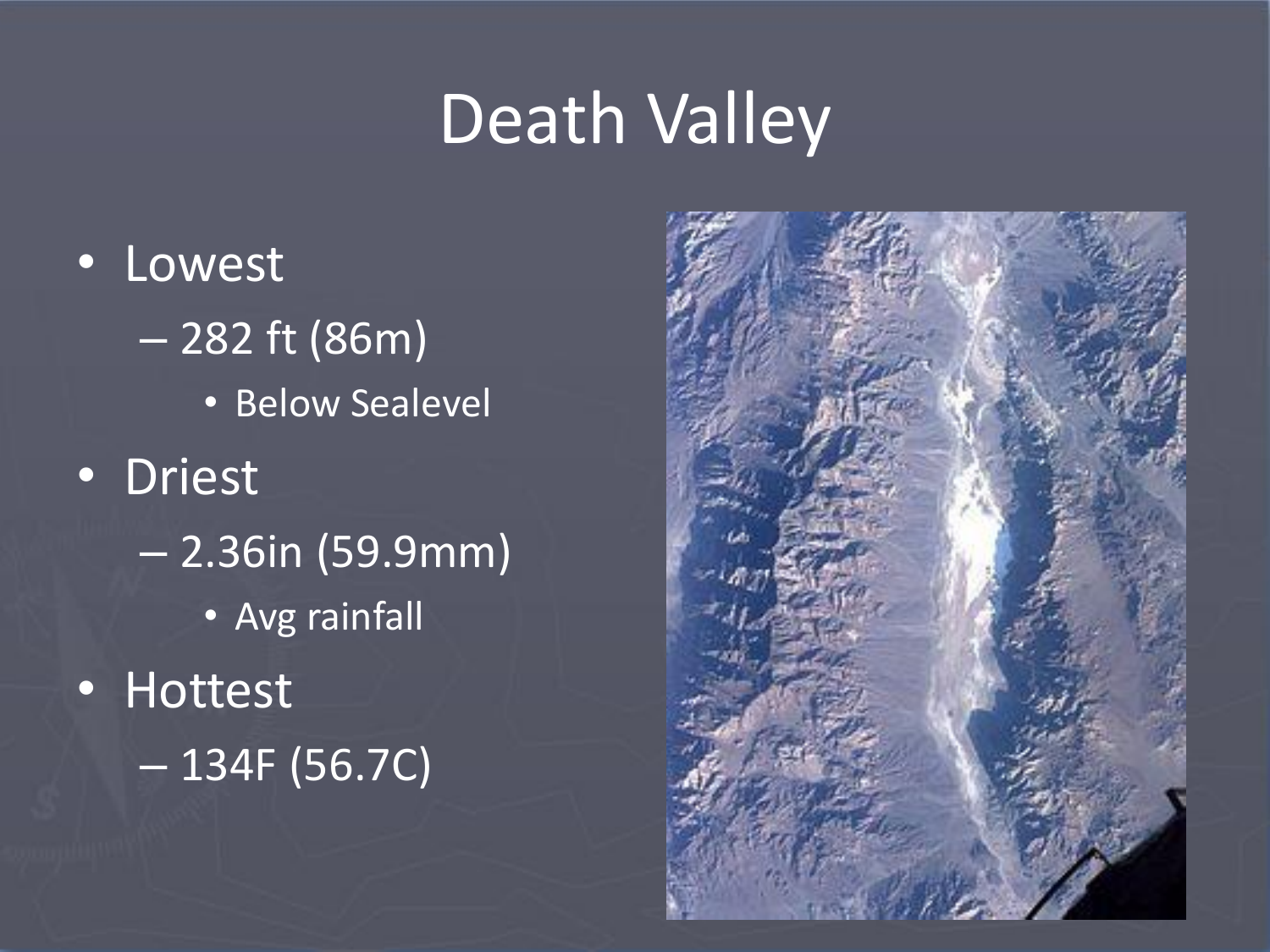# Death Valley

- Lowest
  - 282 ft (86m)
    - Below Sealevel
- Driest
  - 2.36in (59.9mm)
    - Avg rainfall
- Hottest
  - 134F (56.7C)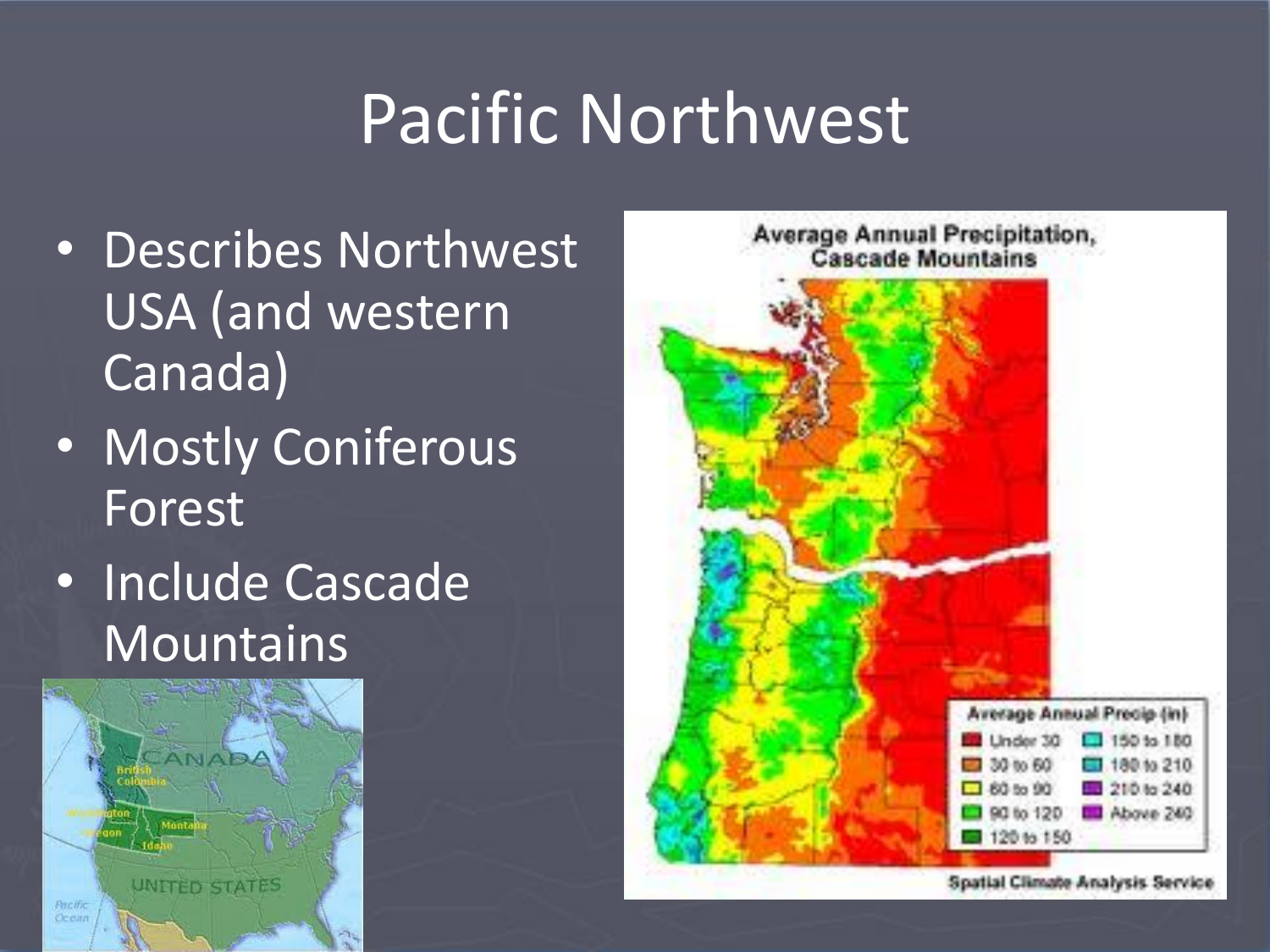# Pacific Northwest

- Describes Northwest USA (and western Canada)
- Mostly Coniferous Forest
- Include Cascade Mountains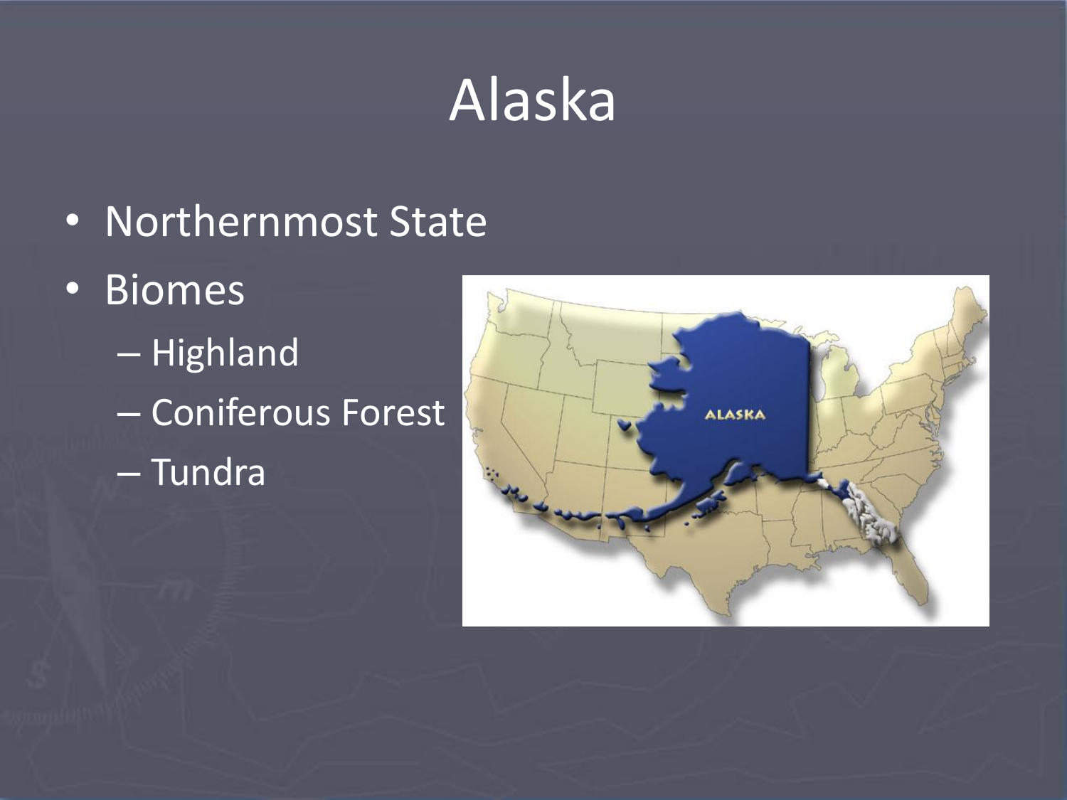# Alaska

- Northernmost State
- Biomes
  - Highland
  - Coniferous Forest
  - Tundra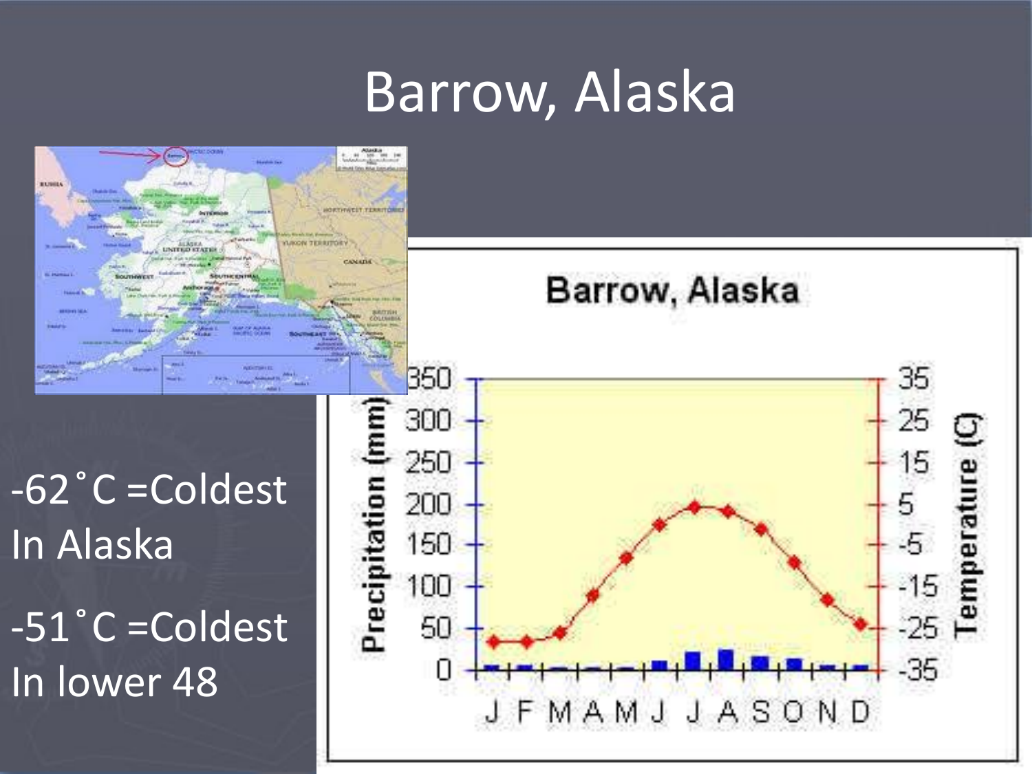# Barrow, Alaska

-62˚C =Coldest In Alaska

-51˚C =Coldest In lower 48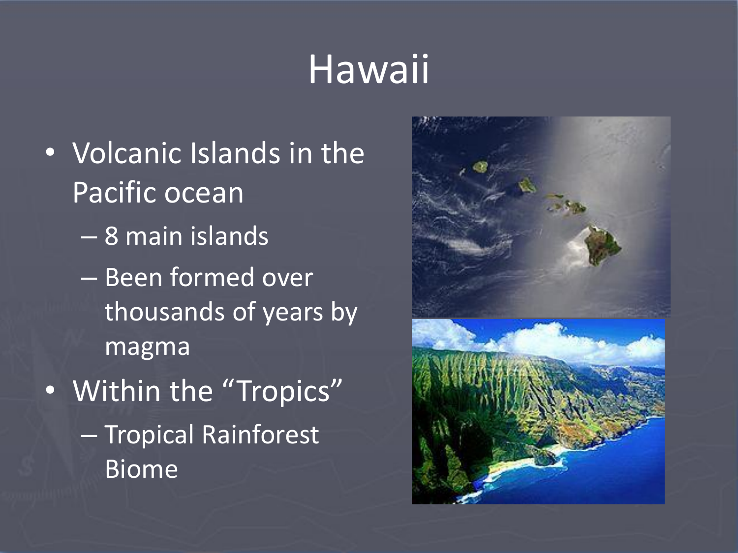# Hawaii

- Volcanic Islands in the Pacific ocean
  - 8 main islands
  - Been formed over thousands of years by magma
- Within the "Tropics"
  - Tropical Rainforest Biome